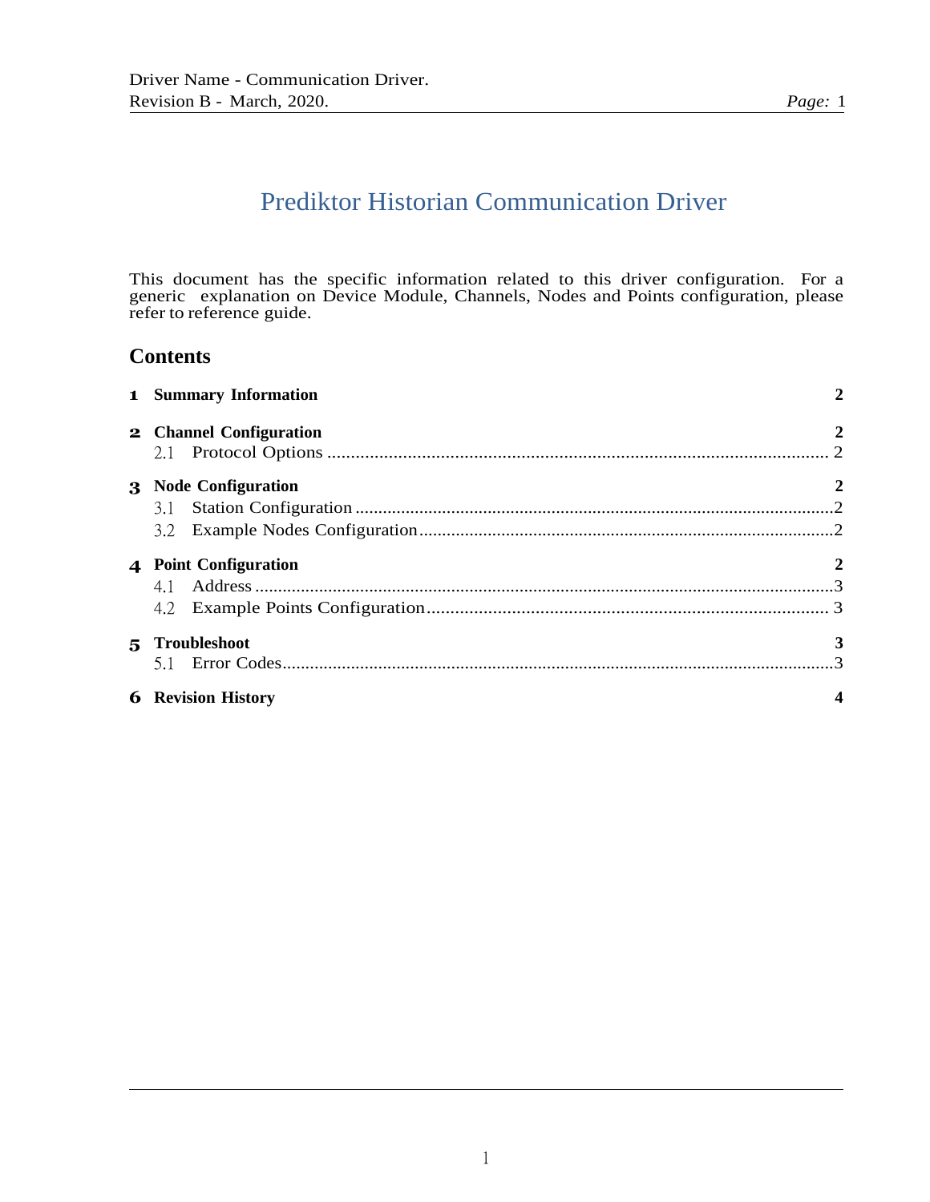# Prediktor Historian Communication Driver

This document has the specific information related to this driver configuration. For a generic explanation on Device Module, Channels, Nodes and Points configuration, please refer to reference guide.

## Contents

**1 Summary Information** **2**

**2 Channel Configuration** **2**
- 2.1 Protocol Options ... 2

**3 Node Configuration** **2**
- 3.1 Station Configuration ... 2
- 3.2 Example Nodes Configuration ... 2

**4 Point Configuration** **2**
- 4.1 Address ... 3
- 4.2 Example Points Configuration ... 3

**5 Troubleshoot** **3**
- 5.1 Error Codes ... 3

**6 Revision History** **4**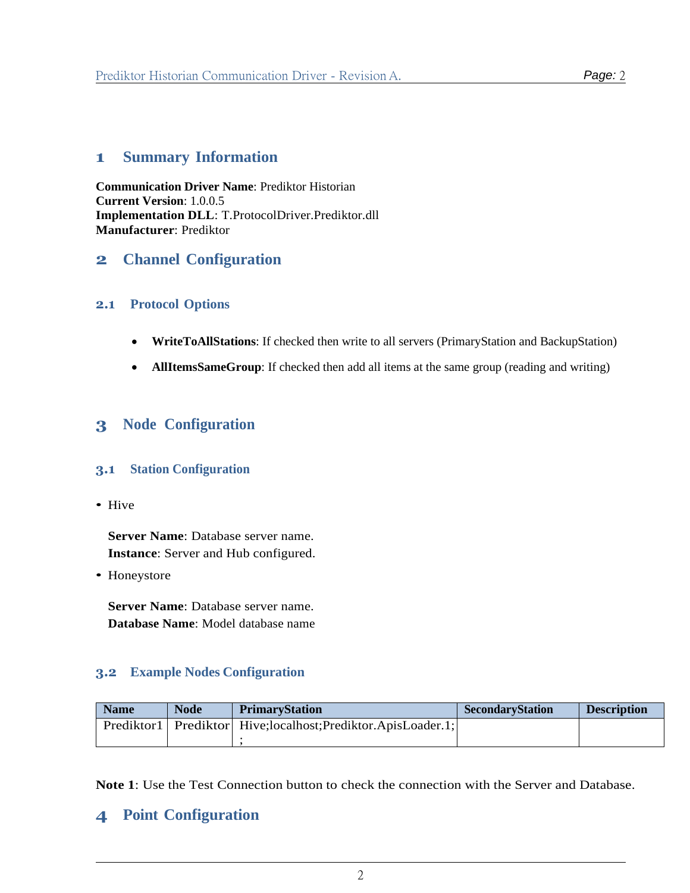# 1 Summary Information

**Communication Driver Name**: Prediktor Historian
**Current Version**: 1.0.0.5
**Implementation DLL**: T.ProtocolDriver.Prediktor.dll
**Manufacturer**: Prediktor

# 2 Channel Configuration

## 2.1 Protocol Options

- **WriteToAllStations**: If checked then write to all servers (PrimaryStation and BackupStation)
- **AllItemsSameGroup**: If checked then add all items at the same group (reading and writing)

# 3 Node Configuration

## 3.1 Station Configuration

- Hive

  **Server Name**: Database server name.
  **Instance**: Server and Hub configured.

- Honeystore

  **Server Name**: Database server name.
  **Database Name**: Model database name

## 3.2 Example Nodes Configuration

| Name | Node | PrimaryStation | SecondaryStation | Description |
|---|---|---|---|---|
| Prediktor1 | Prediktor | Hive;localhost;Prediktor.ApisLoader.1;; | | |

**Note 1**: Use the Test Connection button to check the connection with the Server and Database.

# 4 Point Configuration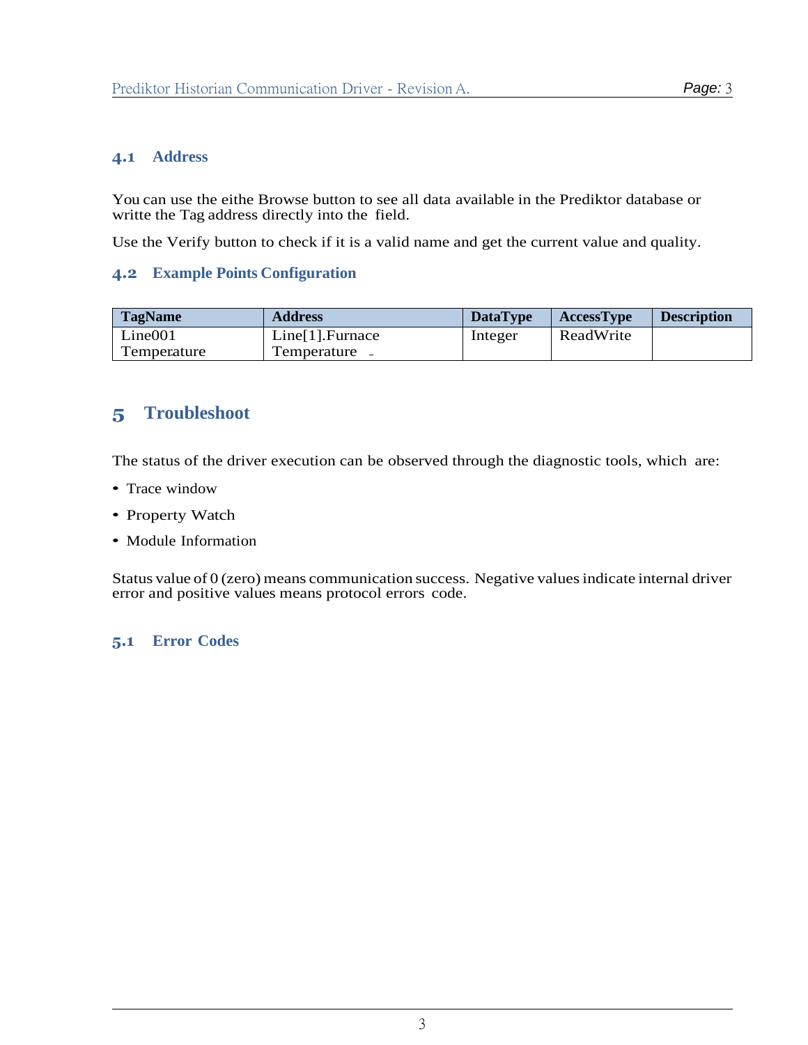### 4.1 Address

You can use the eithe Browse button to see all data available in the Prediktor database or writte the Tag address directly into the field.

Use the Verify button to check if it is a valid name and get the current value and quality.

### 4.2 Example Points Configuration

| TagName | Address | DataType | AccessType | Description |
|---|---|---|---|---|
| Line001 Temperature | Line[1].Furnace Temperature | Integer | ReadWrite | |

## 5 Troubleshoot

The status of the driver execution can be observed through the diagnostic tools, which are:

- Trace window
- Property Watch
- Module Information

Status value of 0 (zero) means communication success. Negative values indicate internal driver error and positive values means protocol errors code.

### 5.1 Error Codes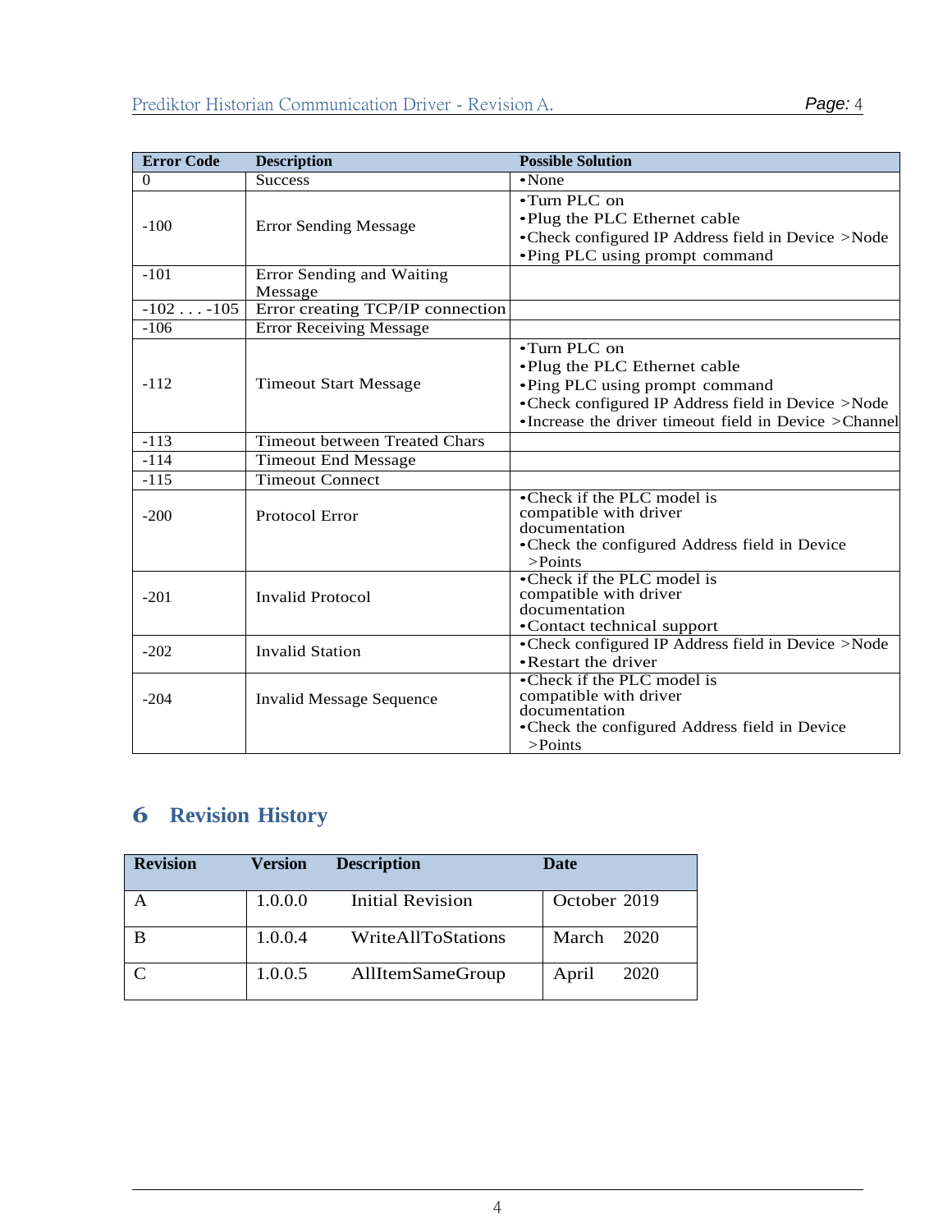| Error Code | Description | Possible Solution |
|---|---|---|
| 0 | Success | •None |
| -100 | Error Sending Message | •Turn PLC on<br>•Plug the PLC Ethernet cable<br>•Check configured IP Address field in Device >Node<br>•Ping PLC using prompt command |
| -101 | Error Sending and Waiting Message | |
| -102 . . . -105 | Error creating TCP/IP connection | |
| -106 | Error Receiving Message | |
| -112 | Timeout Start Message | •Turn PLC on<br>•Plug the PLC Ethernet cable<br>•Ping PLC using prompt command<br>•Check configured IP Address field in Device >Node<br>•Increase the driver timeout field in Device >Channel |
| -113 | Timeout between Treated Chars | |
| -114 | Timeout End Message | |
| -115 | Timeout Connect | |
| -200 | Protocol Error | •Check if the PLC model is compatible with driver documentation<br>•Check the configured Address field in Device >Points |
| -201 | Invalid Protocol | •Check if the PLC model is compatible with driver documentation<br>•Contact technical support |
| -202 | Invalid Station | •Check configured IP Address field in Device >Node<br>•Restart the driver |
| -204 | Invalid Message Sequence | •Check if the PLC model is compatible with driver documentation<br>•Check the configured Address field in Device >Points |

# 6 Revision History

| Revision | Version | Description | Date |
|---|---|---|---|
| A | 1.0.0.0 | Initial Revision | October 2019 |
| B | 1.0.0.4 | WriteAllToStations | March 2020 |
| C | 1.0.0.5 | AllItemSameGroup | April 2020 |